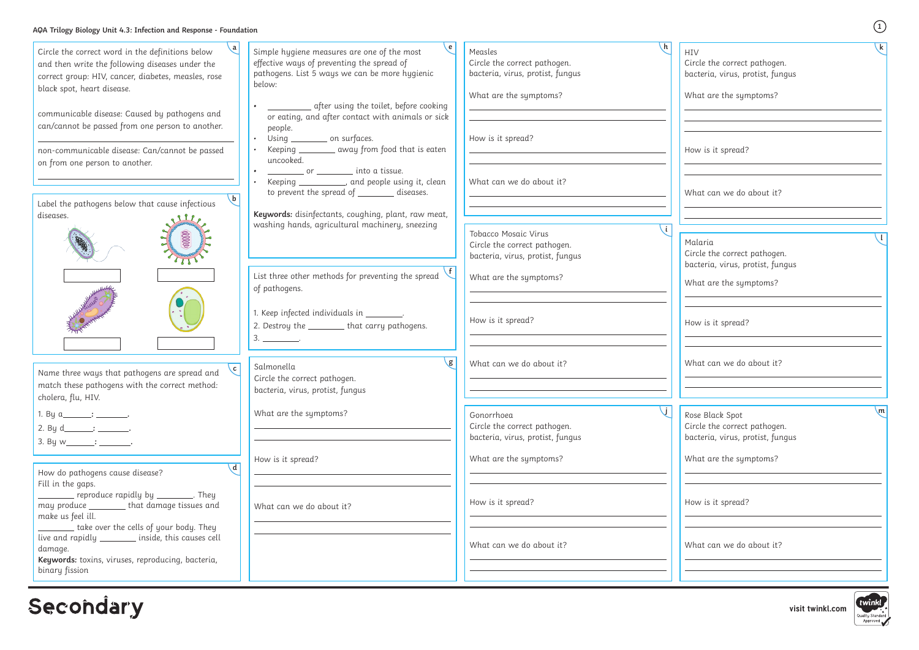# AQA Trilogy Biology Unit 4.3: Infection and Response - Foundation

## a

Circle the correct word in the definitions below and then write the following diseases under the correct group: HIV, cancer, diabetes, measles, rose black spot, heart disease.

communicable disease: Caused by pathogens and can/cannot be passed from one person to another.

______________________________

non-communicable disease: Can/cannot be passed on from one person to another.

______________________________

## b

Label the pathogens below that cause infectious diseases.

______ ______

______ ______

## c

Name three ways that pathogens are spread and match these pathogens with the correct method: cholera, flu, HIV.

1. By a______: _______.
2. By d______: _______.
3. By w______: _______.

## d

How do pathogens cause disease?
Fill in the gaps.

________ reproduce rapidly by ________. They may produce ________ that damage tissues and make us feel ill.
________ take over the cells of your body. They live and rapidly ________ inside, this causes cell damage.

**Keywords:** toxins, viruses, reproducing, bacteria, binary fission

## e

Simple hygiene measures are one of the most effective ways of preventing the spread of pathogens. List 5 ways we can be more hygienic below:

- ________ after using the toilet, before cooking or eating, and after contact with animals or sick people.
- Using ________ on surfaces.
- Keeping ________ away from food that is eaten uncooked.
- ________ or ________ into a tissue.
- Keeping ___________, and people using it, clean to prevent the spread of ________ diseases.

**Keywords:** disinfectants, coughing, plant, raw meat, washing hands, agricultural machinery, sneezing

## f

List three other methods for preventing the spread of pathogens.

1. Keep infected individuals in ________.
2. Destroy the ________ that carry pathogens.
3. ________.

## g

Salmonella
Circle the correct pathogen.
bacteria, virus, protist, fungus

What are the symptoms?

______________________________

How is it spread?

______________________________

What can we do about it?

______________________________

## h

Measles
Circle the correct pathogen.
bacteria, virus, protist, fungus

What are the symptoms?

______________________________

How is it spread?

______________________________

What can we do about it?

______________________________

## i

Tobacco Mosaic Virus
Circle the correct pathogen.
bacteria, virus, protist, fungus

What are the symptoms?

______________________________

How is it spread?

______________________________

What can we do about it?

______________________________

## j

Gonorrhoea
Circle the correct pathogen.
bacteria, virus, protist, fungus

What are the symptoms?

______________________________

How is it spread?

______________________________

What can we do about it?

______________________________

## k

HIV
Circle the correct pathogen.
bacteria, virus, protist, fungus

What are the symptoms?

______________________________

How is it spread?

______________________________

What can we do about it?

______________________________

## l

Malaria
Circle the correct pathogen.
bacteria, virus, protist, fungus

What are the symptoms?

______________________________

How is it spread?

______________________________

What can we do about it?

______________________________

## m

Rose Black Spot
Circle the correct pathogen.
bacteria, virus, protist, fungus

What are the symptoms?

______________________________

How is it spread?

______________________________

What can we do about it?

______________________________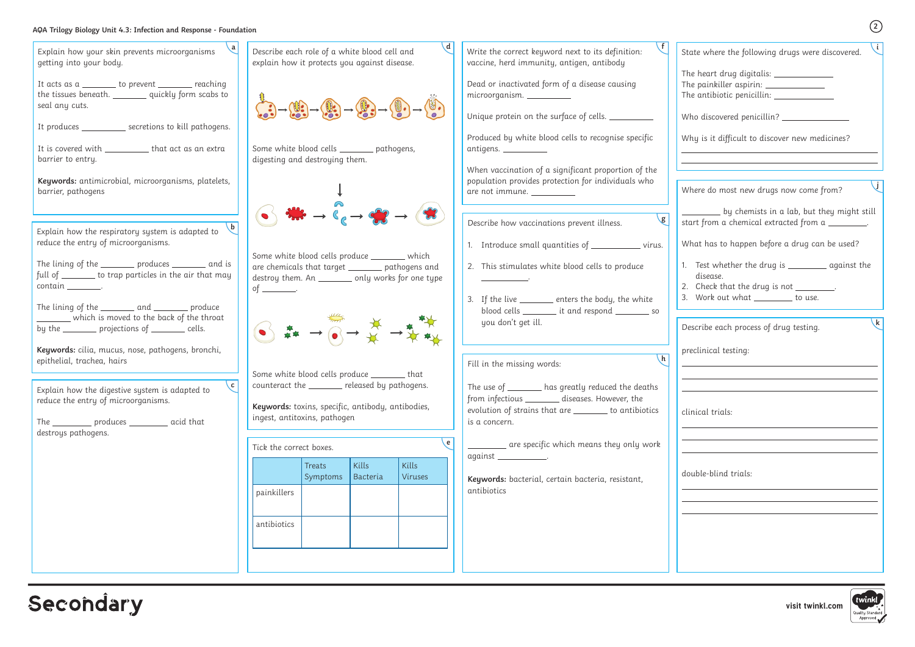AQA Trilogy Biology Unit 4.3: Infection and Response - Foundation

## a

Explain how your skin prevents microorganisms getting into your body.

It acts as a ________ to prevent ________ reaching the tissues beneath. ________ quickly form scabs to seal any cuts.

It produces __________ secretions to kill pathogens.

It is covered with __________ that act as an extra barrier to entry.

**Keywords:** antimicrobial, microorganisms, platelets, barrier, pathogens

## b

Explain how the respiratory system is adapted to reduce the entry of microorganisms.

The lining of the ________ produces ________ and is full of ________ to trap particles in the air that may contain ________.

The lining of the ________ and ________ produce ________ which is moved to the back of the throat by the ________ projections of ________ cells.

**Keywords:** cilia, mucus, nose, pathogens, bronchi, epithelial, trachea, hairs

## c

Explain how the digestive system is adapted to reduce the entry of microorganisms.

The _________ produces _________ acid that destroys pathogens.

## d

Describe each role of a white blood cell and explain how it protects you against disease.

Some white blood cells ________ pathogens, digesting and destroying them.

Some white blood cells produce ________ which are chemicals that target ________ pathogens and destroy them. An ________ only works for one type of ________.

Some white blood cells produce ________ that counteract the ________ released by pathogens.

**Keywords:** toxins, specific, antibody, antibodies, ingest, antitoxins, pathogen

## e

Tick the correct boxes.

| | Treats Symptoms | Kills Bacteria | Kills Viruses |
|---|---|---|---|
| painkillers | | | |
| antibiotics | | | |

## f

Write the correct keyword next to its definition: vaccine, herd immunity, antigen, antibody

Dead or inactivated form of a disease causing microorganism. __________

Unique protein on the surface of cells. __________

Produced by white blood cells to recognise specific antigens. __________

When vaccination of a significant proportion of the population provides protection for individuals who are not immune. __________

## g

Describe how vaccinations prevent illness.

1. Introduce small quantities of __________ virus.
2. This stimulates white blood cells to produce __________.
3. If the live ________ enters the body, the white blood cells ________ it and respond ________ so you don't get ill.

## h

Fill in the missing words:

The use of ________ has greatly reduced the deaths from infectious ________ diseases. However, the evolution of strains that are ________ to antibiotics is a concern.

________ are specific which means they only work against ____________.

**Keywords:** bacterial, certain bacteria, resistant, antibiotics

## i

State where the following drugs were discovered.

The heart drug digitalis: ______________
The painkiller aspirin: ______________
The antibiotic penicillin: ______________

Who discovered penicillin? ______________

Why is it difficult to discover new medicines?

______________________________________________

______________________________________________

## j

Where do most new drugs now come from?

________ by chemists in a lab, but they might still start from a chemical extracted from a ________.

What has to happen before a drug can be used?

1. Test whether the drug is ________ against the disease.
2. Check that the drug is not ________.
3. Work out what ________ to use.

## k

Describe each process of drug testing.

preclinical testing:

______________________________________________

______________________________________________

______________________________________________

clinical trials:

______________________________________________

______________________________________________

______________________________________________

double-blind trials:

______________________________________________

______________________________________________

______________________________________________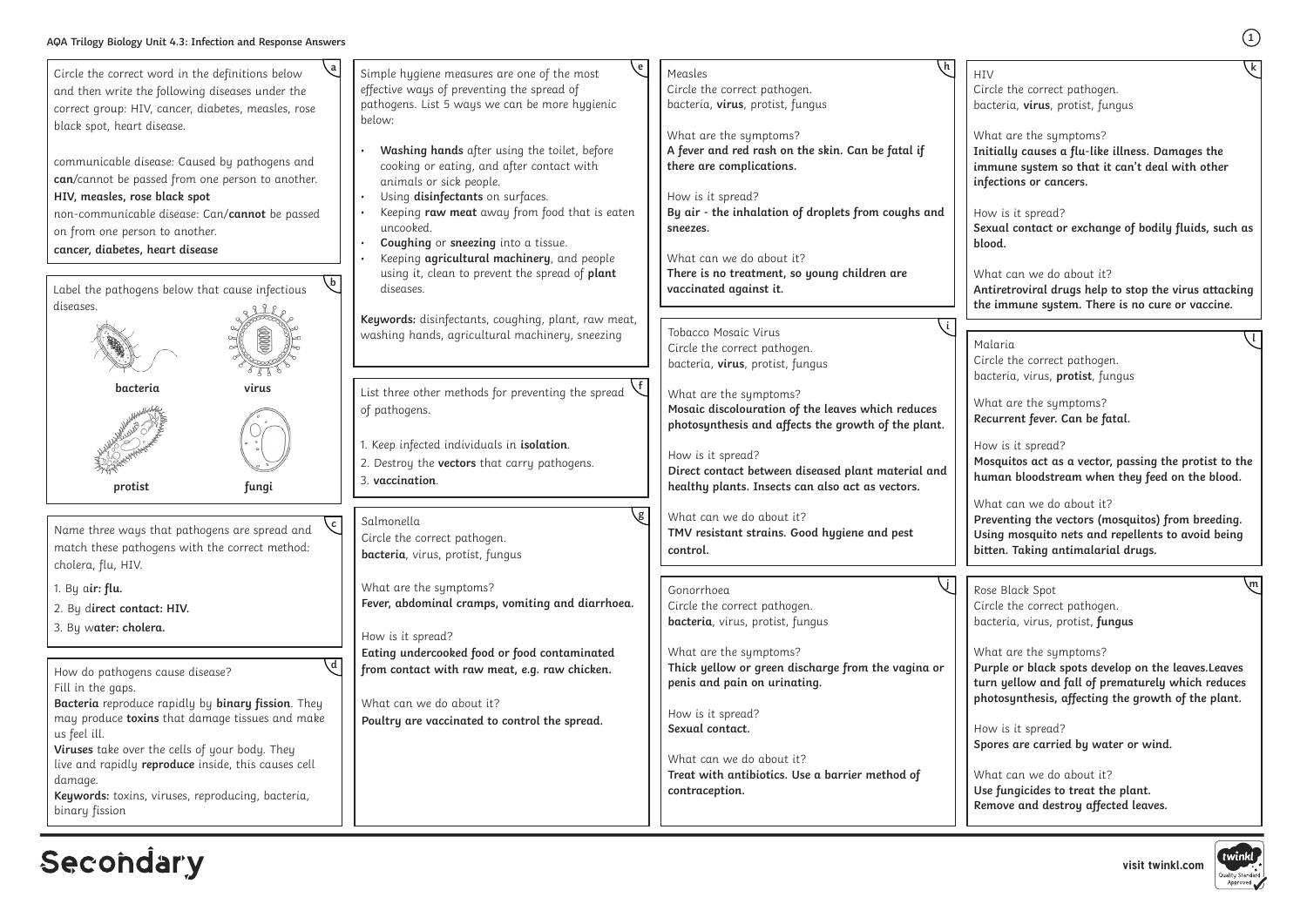## AQA Trilogy Biology Unit 4.3: Infection and Response Answers

### a

Circle the correct word in the definitions below and then write the following diseases under the correct group: HIV, cancer, diabetes, measles, rose black spot, heart disease.

communicable disease: Caused by pathogens and **can**/cannot be passed from one person to another.
**HIV, measles, rose black spot**

non-communicable disease: Can/**cannot** be passed on from one person to another.
**cancer, diabetes, heart disease**

### b

Label the pathogens below that cause infectious diseases.

**bacteria** **virus**

**protist** **fungi**

### c

Name three ways that pathogens are spread and match these pathogens with the correct method: cholera, flu, HIV.

1. By a**ir: flu.**
2. By d**irect contact: HIV.**
3. By w**ater: cholera.**

### d

How do pathogens cause disease?
Fill in the gaps.

**Bacteria** reproduce rapidly by **binary fission**. They may produce **toxins** that damage tissues and make us feel ill.

**Viruses** take over the cells of your body. They live and rapidly **reproduce** inside, this causes cell damage.

**Keywords:** toxins, viruses, reproducing, bacteria, binary fission

### e

Simple hygiene measures are one of the most effective ways of preventing the spread of pathogens. List 5 ways we can be more hygienic below:

- **Washing hands** after using the toilet, before cooking or eating, and after contact with animals or sick people.
- Using **disinfectants** on surfaces.
- Keeping **raw meat** away from food that is eaten uncooked.
- **Coughing** or **sneezing** into a tissue.
- Keeping **agricultural machinery**, and people using it, clean to prevent the spread of **plant** diseases.

**Keywords:** disinfectants, coughing, plant, raw meat, washing hands, agricultural machinery, sneezing

### f

List three other methods for preventing the spread of pathogens.

1. Keep infected individuals in **isolation**.
2. Destroy the **vectors** that carry pathogens.
3. **vaccination**.

### g

Salmonella
Circle the correct pathogen.
**bacteria**, virus, protist, fungus

What are the symptoms?
**Fever, abdominal cramps, vomiting and diarrhoea.**

How is it spread?
**Eating undercooked food or food contaminated from contact with raw meat, e.g. raw chicken.**

What can we do about it?
**Poultry are vaccinated to control the spread.**

### h

Measles
Circle the correct pathogen.
bacteria, **virus**, protist, fungus

What are the symptoms?
**A fever and red rash on the skin. Can be fatal if there are complications.**

How is it spread?
**By air - the inhalation of droplets from coughs and sneezes.**

What can we do about it?
**There is no treatment, so young children are vaccinated against it.**

### i

Tobacco Mosaic Virus
Circle the correct pathogen.
bacteria, **virus**, protist, fungus

What are the symptoms?
**Mosaic discolouration of the leaves which reduces photosynthesis and affects the growth of the plant.**

How is it spread?
**Direct contact between diseased plant material and healthy plants. Insects can also act as vectors.**

What can we do about it?
**TMV resistant strains. Good hygiene and pest control.**

### j

Gonorrhoea
Circle the correct pathogen.
**bacteria**, virus, protist, fungus

What are the symptoms?
**Thick yellow or green discharge from the vagina or penis and pain on urinating.**

How is it spread?
**Sexual contact.**

What can we do about it?
**Treat with antibiotics. Use a barrier method of contraception.**

### k

HIV
Circle the correct pathogen.
bacteria, **virus**, protist, fungus

What are the symptoms?
**Initially causes a flu-like illness. Damages the immune system so that it can't deal with other infections or cancers.**

How is it spread?
**Sexual contact or exchange of bodily fluids, such as blood.**

What can we do about it?
**Antiretroviral drugs help to stop the virus attacking the immune system. There is no cure or vaccine.**

### l

Malaria
Circle the correct pathogen.
bacteria, virus, **protist**, fungus

What are the symptoms?
**Recurrent fever. Can be fatal.**

How is it spread?
**Mosquitos act as a vector, passing the protist to the human bloodstream when they feed on the blood.**

What can we do about it?
**Preventing the vectors (mosquitos) from breeding. Using mosquito nets and repellents to avoid being bitten. Taking antimalarial drugs.**

### m

Rose Black Spot
Circle the correct pathogen.
bacteria, virus, protist, **fungus**

What are the symptoms?
**Purple or black spots develop on the leaves.Leaves turn yellow and fall of prematurely which reduces photosynthesis, affecting the growth of the plant.**

How is it spread?
**Spores are carried by water or wind.**

What can we do about it?
**Use fungicides to treat the plant.**
**Remove and destroy affected leaves.**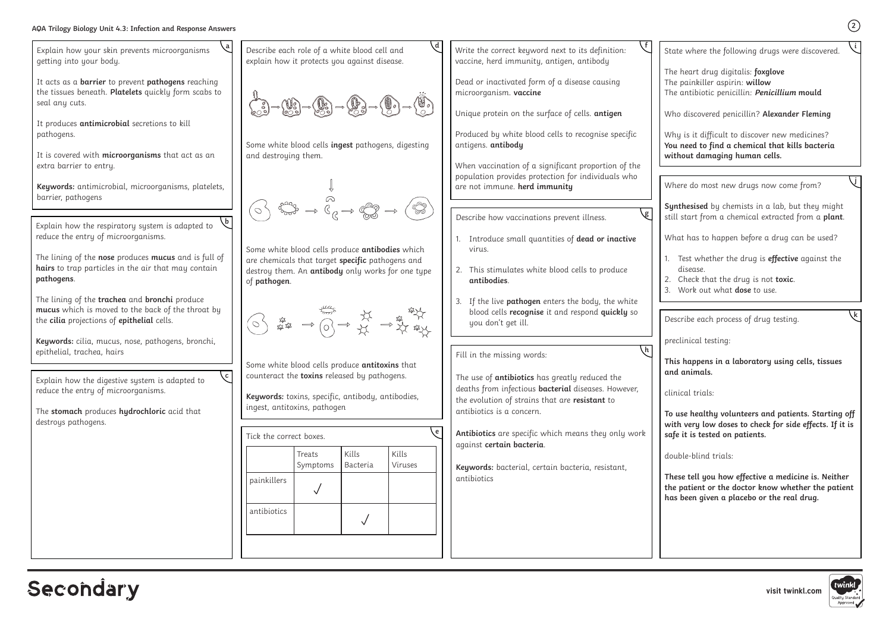# AQA Trilogy Biology Unit 4.3: Infection and Response Answers

**a**

Explain how your skin prevents microorganisms getting into your body.

It acts as a **barrier** to prevent **pathogens** reaching the tissues beneath. **Platelets** quickly form scabs to seal any cuts.

It produces **antimicrobial** secretions to kill pathogens.

It is covered with **microorganisms** that act as an extra barrier to entry.

**Keywords:** antimicrobial, microorganisms, platelets, barrier, pathogens

**b**

Explain how the respiratory system is adapted to reduce the entry of microorganisms.

The lining of the **nose** produces **mucus** and is full of **hairs** to trap particles in the air that may contain **pathogens**.

The lining of the **trachea** and **bronchi** produce **mucus** which is moved to the back of the throat by the **cilia** projections of **epithelial** cells.

**Keywords:** cilia, mucus, nose, pathogens, bronchi, epithelial, trachea, hairs

**c**

Explain how the digestive system is adapted to reduce the entry of microorganisms.

The **stomach** produces **hydrochloric** acid that destroys pathogens.

**d**

Describe each role of a white blood cell and explain how it protects you against disease.

Some white blood cells **ingest** pathogens, digesting and destroying them.

Some white blood cells produce **antibodies** which are chemicals that target **specific** pathogens and destroy them. An **antibody** only works for one type of **pathogen**.

Some white blood cells produce **antitoxins** that counteract the **toxins** released by pathogens.

**Keywords:** toxins, specific, antibody, antibodies, ingest, antitoxins, pathogen

**e**

Tick the correct boxes.

| | Treats Symptoms | Kills Bacteria | Kills Viruses |
|---|---|---|---|
| painkillers | ✓ | | |
| antibiotics | | ✓ | |

**f**

Write the correct keyword next to its definition: vaccine, herd immunity, antigen, antibody

Dead or inactivated form of a disease causing microorganism. **vaccine**

Unique protein on the surface of cells. **antigen**

Produced by white blood cells to recognise specific antigens. **antibody**

When vaccination of a significant proportion of the population provides protection for individuals who are not immune. **herd immunity**

**g**

Describe how vaccinations prevent illness.

1. Introduce small quantities of **dead or inactive** virus.
2. This stimulates white blood cells to produce **antibodies**.
3. If the live **pathogen** enters the body, the white blood cells **recognise** it and respond **quickly** so you don't get ill.

**h**

Fill in the missing words:

The use of **antibiotics** has greatly reduced the deaths from infectious **bacterial** diseases. However, the evolution of strains that are **resistant** to antibiotics is a concern.

**Antibiotics** are specific which means they only work against **certain bacteria**.

**Keywords:** bacterial, certain bacteria, resistant, antibiotics

**i**

State where the following drugs were discovered.

The heart drug digitalis: **foxglove**
The painkiller aspirin: **willow**
The antibiotic penicillin: ***Penicillium* mould**

Who discovered penicillin? **Alexander Fleming**

Why is it difficult to discover new medicines?
**You need to find a chemical that kills bacteria without damaging human cells.**

**j**

Where do most new drugs now come from?

**Synthesised** by chemists in a lab, but they might still start from a chemical extracted from a **plant**.

What has to happen before a drug can be used?

1. Test whether the drug is **effective** against the disease.
2. Check that the drug is not **toxic**.
3. Work out what **dose** to use.

**k**

Describe each process of drug testing.

preclinical testing:

**This happens in a laboratory using cells, tissues and animals.**

clinical trials:

**To use healthy volunteers and patients. Starting off with very low doses to check for side effects. If it is safe it is tested on patients.**

double-blind trials:

**These tell you how effective a medicine is. Neither the patient or the doctor know whether the patient has been given a placebo or the real drug.**